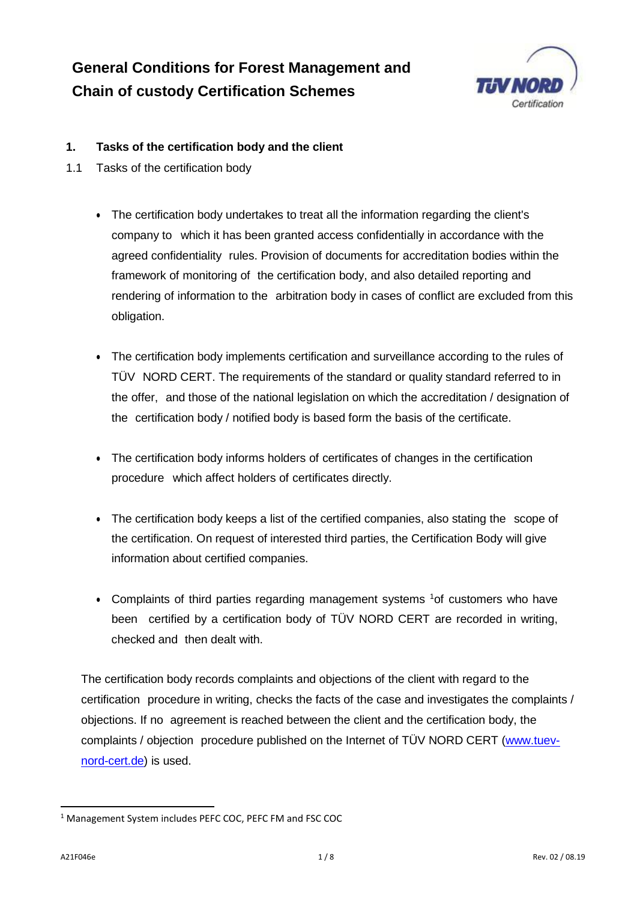# General Conditions for Forest Management and Chain of custody Certification Schemes

## 1. Tasks of the certification body and the client

### 1.1 Tasks of the certification body

- The certification body undertakes to treat all the information regarding the client's company to which it has been granted access confidentially in accordance with the agreed confidentiality rules. Provision of documents for accreditation bodies within the framework of monitoring of the certification body, and also detailed reporting and rendering of information to the arbitration body in cases of conflict are excluded from this obligation.

- The certification body implements certification and surveillance according to the rules of TÜV NORD CERT. The requirements of the standard or quality standard referred to in the offer, and those of the national legislation on which the accreditation / designation of the certification body / notified body is based form the basis of the certificate.

- The certification body informs holders of certificates of changes in the certification procedure which affect holders of certificates directly.

- The certification body keeps a list of the certified companies, also stating the scope of the certification. On request of interested third parties, the Certification Body will give information about certified companies.

- Complaints of third parties regarding management systems [1] of customers who have been certified by a certification body of TÜV NORD CERT are recorded in writing, checked and then dealt with.

The certification body records complaints and objections of the client with regard to the certification procedure in writing, checks the facts of the case and investigates the complaints / objections. If no agreement is reached between the client and the certification body, the complaints / objection procedure published on the Internet of TÜV NORD CERT (www.tuev-nord-cert.de) is used.

[1] Management System includes PEFC COC, PEFC FM and FSC COC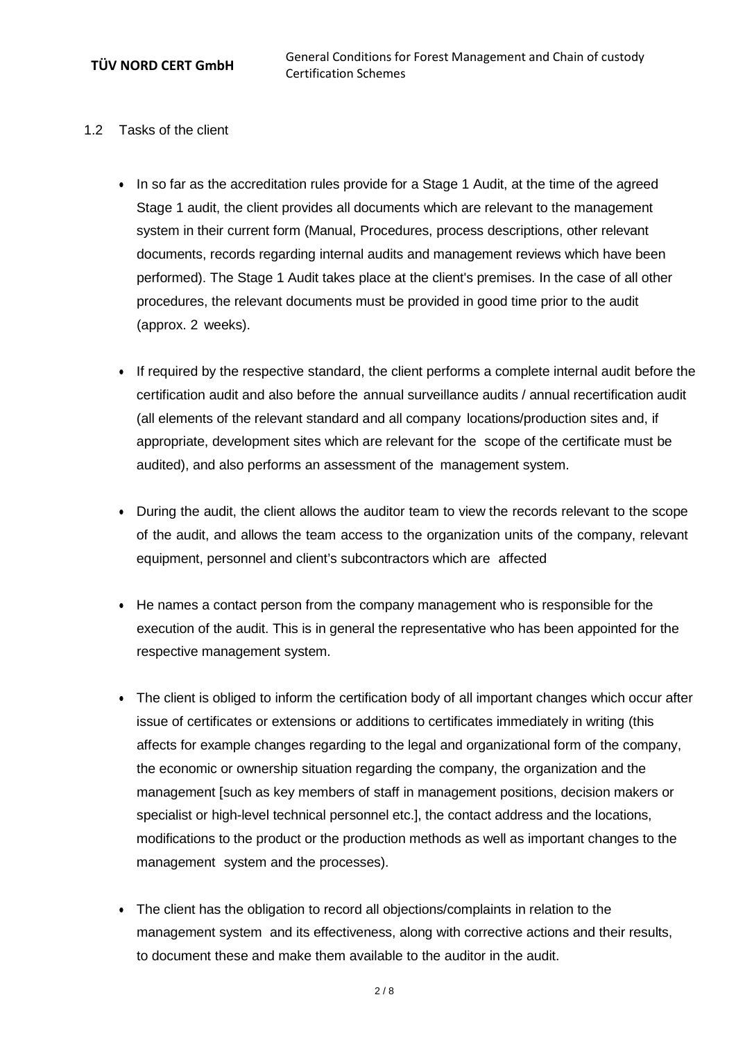## 1.2 Tasks of the client

- In so far as the accreditation rules provide for a Stage 1 Audit, at the time of the agreed Stage 1 audit, the client provides all documents which are relevant to the management system in their current form (Manual, Procedures, process descriptions, other relevant documents, records regarding internal audits and management reviews which have been performed). The Stage 1 Audit takes place at the client's premises. In the case of all other procedures, the relevant documents must be provided in good time prior to the audit (approx. 2 weeks).

- If required by the respective standard, the client performs a complete internal audit before the certification audit and also before the annual surveillance audits / annual recertification audit (all elements of the relevant standard and all company locations/production sites and, if appropriate, development sites which are relevant for the scope of the certificate must be audited), and also performs an assessment of the management system.

- During the audit, the client allows the auditor team to view the records relevant to the scope of the audit, and allows the team access to the organization units of the company, relevant equipment, personnel and client's subcontractors which are affected

- He names a contact person from the company management who is responsible for the execution of the audit. This is in general the representative who has been appointed for the respective management system.

- The client is obliged to inform the certification body of all important changes which occur after issue of certificates or extensions or additions to certificates immediately in writing (this affects for example changes regarding to the legal and organizational form of the company, the economic or ownership situation regarding the company, the organization and the management [such as key members of staff in management positions, decision makers or specialist or high-level technical personnel etc.], the contact address and the locations, modifications to the product or the production methods as well as important changes to the management system and the processes).

- The client has the obligation to record all objections/complaints in relation to the management system and its effectiveness, along with corrective actions and their results, to document these and make them available to the auditor in the audit.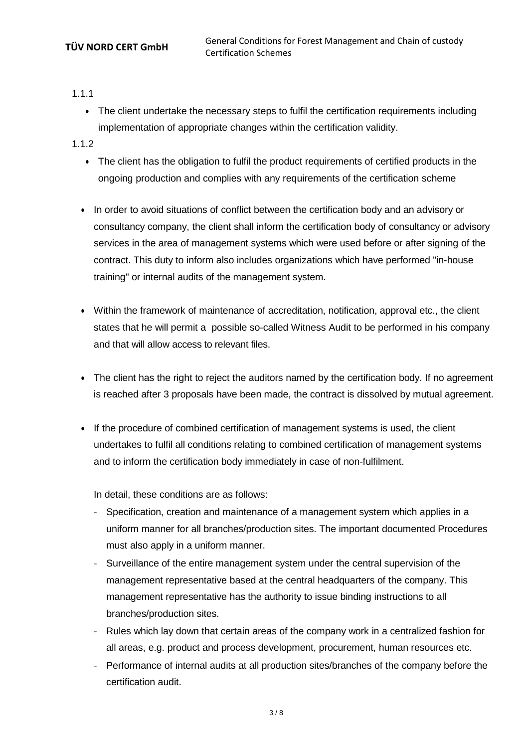1.1.1

- The client undertake the necessary steps to fulfil the certification requirements including implementation of appropriate changes within the certification validity.

1.1.2

- The client has the obligation to fulfil the product requirements of certified products in the ongoing production and complies with any requirements of the certification scheme

- In order to avoid situations of conflict between the certification body and an advisory or consultancy company, the client shall inform the certification body of consultancy or advisory services in the area of management systems which were used before or after signing of the contract. This duty to inform also includes organizations which have performed "in-house training" or internal audits of the management system.

- Within the framework of maintenance of accreditation, notification, approval etc., the client states that he will permit a possible so-called Witness Audit to be performed in his company and that will allow access to relevant files.

- The client has the right to reject the auditors named by the certification body. If no agreement is reached after 3 proposals have been made, the contract is dissolved by mutual agreement.

- If the procedure of combined certification of management systems is used, the client undertakes to fulfil all conditions relating to combined certification of management systems and to inform the certification body immediately in case of non-fulfilment.

  In detail, these conditions are as follows:

  - Specification, creation and maintenance of a management system which applies in a uniform manner for all branches/production sites. The important documented Procedures must also apply in a uniform manner.
  - Surveillance of the entire management system under the central supervision of the management representative based at the central headquarters of the company. This management representative has the authority to issue binding instructions to all branches/production sites.
  - Rules which lay down that certain areas of the company work in a centralized fashion for all areas, e.g. product and process development, procurement, human resources etc.
  - Performance of internal audits at all production sites/branches of the company before the certification audit.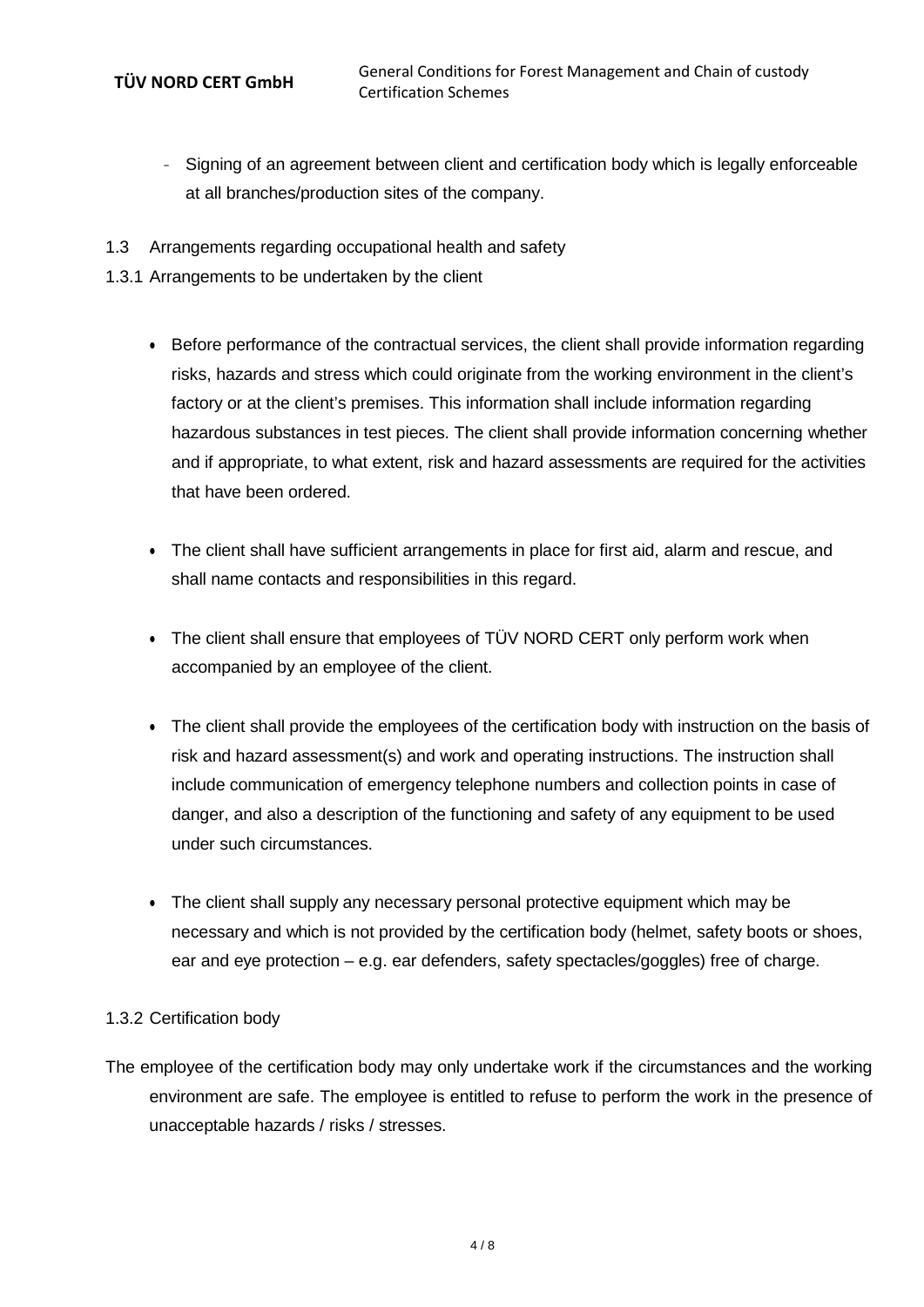- Signing of an agreement between client and certification body which is legally enforceable at all branches/production sites of the company.

## 1.3 Arrangements regarding occupational health and safety

### 1.3.1 Arrangements to be undertaken by the client

- Before performance of the contractual services, the client shall provide information regarding risks, hazards and stress which could originate from the working environment in the client's factory or at the client's premises. This information shall include information regarding hazardous substances in test pieces. The client shall provide information concerning whether and if appropriate, to what extent, risk and hazard assessments are required for the activities that have been ordered.

- The client shall have sufficient arrangements in place for first aid, alarm and rescue, and shall name contacts and responsibilities in this regard.

- The client shall ensure that employees of TÜV NORD CERT only perform work when accompanied by an employee of the client.

- The client shall provide the employees of the certification body with instruction on the basis of risk and hazard assessment(s) and work and operating instructions. The instruction shall include communication of emergency telephone numbers and collection points in case of danger, and also a description of the functioning and safety of any equipment to be used under such circumstances.

- The client shall supply any necessary personal protective equipment which may be necessary and which is not provided by the certification body (helmet, safety boots or shoes, ear and eye protection – e.g. ear defenders, safety spectacles/goggles) free of charge.

### 1.3.2 Certification body

The employee of the certification body may only undertake work if the circumstances and the working environment are safe. The employee is entitled to refuse to perform the work in the presence of unacceptable hazards / risks / stresses.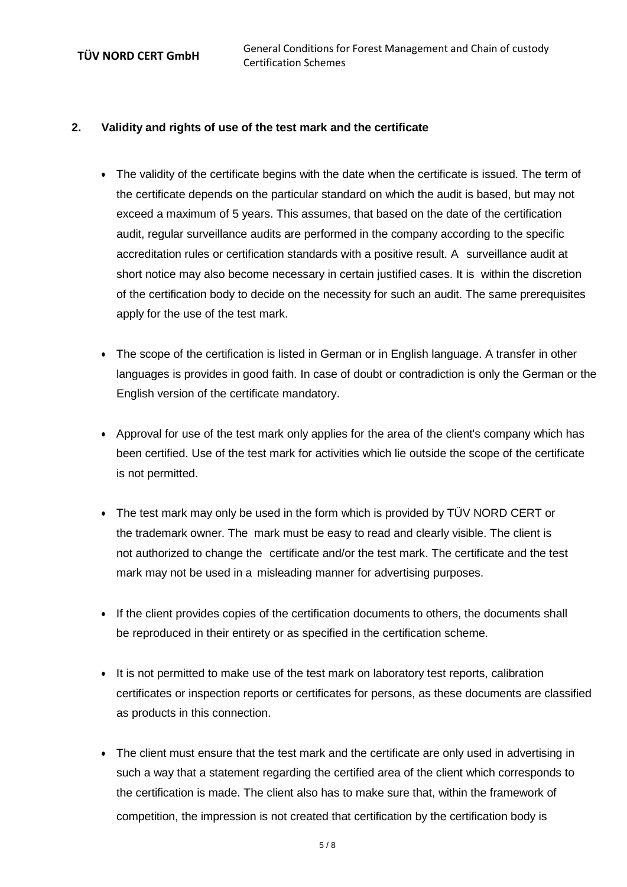## 2. Validity and rights of use of the test mark and the certificate

- The validity of the certificate begins with the date when the certificate is issued. The term of the certificate depends on the particular standard on which the audit is based, but may not exceed a maximum of 5 years. This assumes, that based on the date of the certification audit, regular surveillance audits are performed in the company according to the specific accreditation rules or certification standards with a positive result. A surveillance audit at short notice may also become necessary in certain justified cases. It is within the discretion of the certification body to decide on the necessity for such an audit. The same prerequisites apply for the use of the test mark.

- The scope of the certification is listed in German or in English language. A transfer in other languages is provides in good faith. In case of doubt or contradiction is only the German or the English version of the certificate mandatory.

- Approval for use of the test mark only applies for the area of the client's company which has been certified. Use of the test mark for activities which lie outside the scope of the certificate is not permitted.

- The test mark may only be used in the form which is provided by TÜV NORD CERT or the trademark owner. The mark must be easy to read and clearly visible. The client is not authorized to change the certificate and/or the test mark. The certificate and the test mark may not be used in a misleading manner for advertising purposes.

- If the client provides copies of the certification documents to others, the documents shall be reproduced in their entirety or as specified in the certification scheme.

- It is not permitted to make use of the test mark on laboratory test reports, calibration certificates or inspection reports or certificates for persons, as these documents are classified as products in this connection.

- The client must ensure that the test mark and the certificate are only used in advertising in such a way that a statement regarding the certified area of the client which corresponds to the certification is made. The client also has to make sure that, within the framework of competition, the impression is not created that certification by the certification body is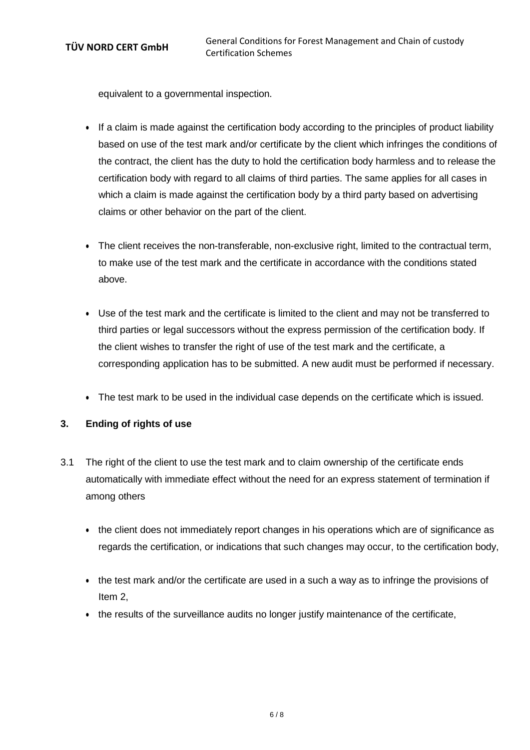equivalent to a governmental inspection.

- If a claim is made against the certification body according to the principles of product liability based on use of the test mark and/or certificate by the client which infringes the conditions of the contract, the client has the duty to hold the certification body harmless and to release the certification body with regard to all claims of third parties. The same applies for all cases in which a claim is made against the certification body by a third party based on advertising claims or other behavior on the part of the client.

- The client receives the non-transferable, non-exclusive right, limited to the contractual term, to make use of the test mark and the certificate in accordance with the conditions stated above.

- Use of the test mark and the certificate is limited to the client and may not be transferred to third parties or legal successors without the express permission of the certification body. If the client wishes to transfer the right of use of the test mark and the certificate, a corresponding application has to be submitted. A new audit must be performed if necessary.

- The test mark to be used in the individual case depends on the certificate which is issued.

## 3. Ending of rights of use

3.1 The right of the client to use the test mark and to claim ownership of the certificate ends automatically with immediate effect without the need for an express statement of termination if among others

- the client does not immediately report changes in his operations which are of significance as regards the certification, or indications that such changes may occur, to the certification body,

- the test mark and/or the certificate are used in a such a way as to infringe the provisions of Item 2,
- the results of the surveillance audits no longer justify maintenance of the certificate,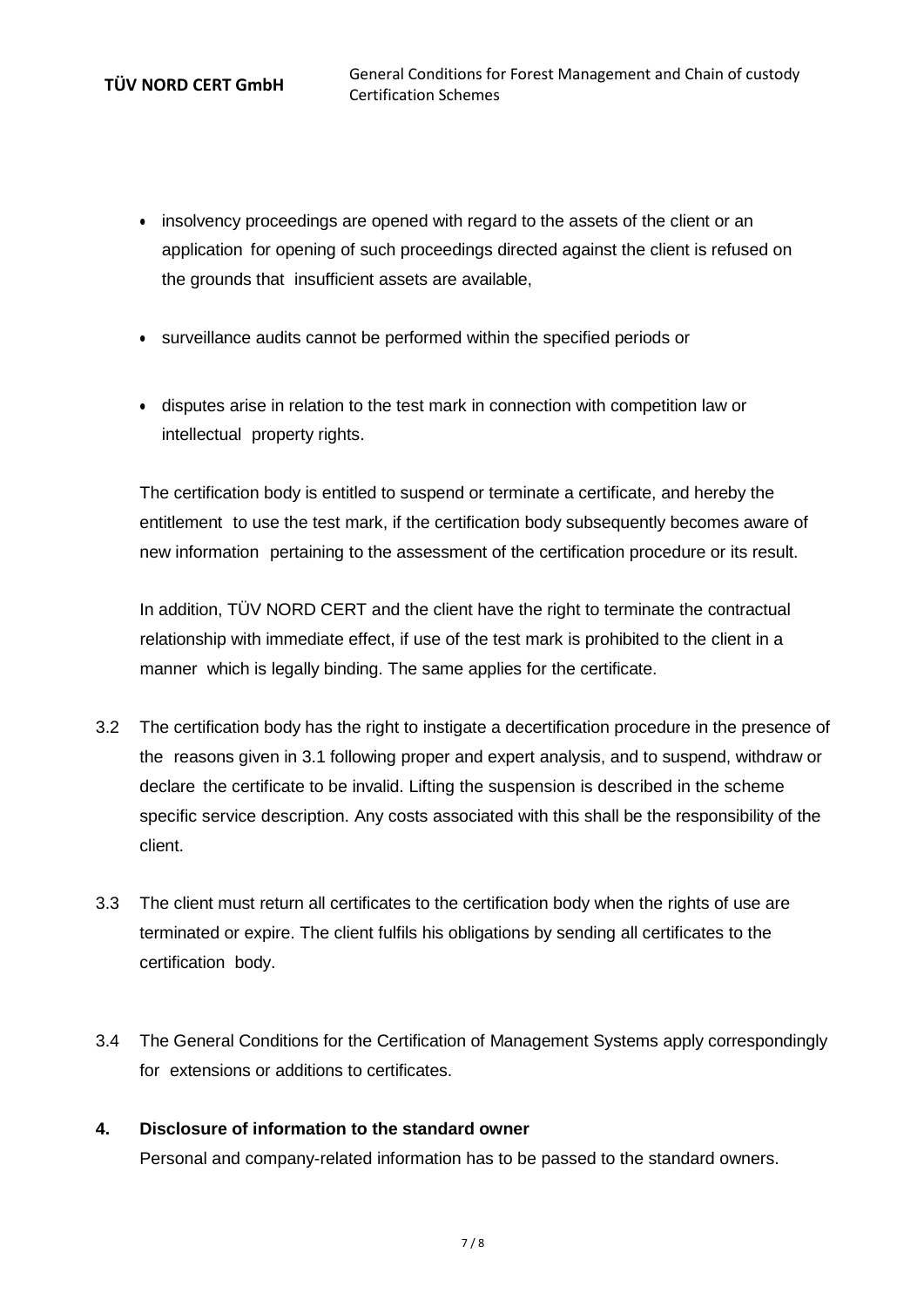- insolvency proceedings are opened with regard to the assets of the client or an application for opening of such proceedings directed against the client is refused on the grounds that insufficient assets are available,
- surveillance audits cannot be performed within the specified periods or
- disputes arise in relation to the test mark in connection with competition law or intellectual property rights.

The certification body is entitled to suspend or terminate a certificate, and hereby the entitlement to use the test mark, if the certification body subsequently becomes aware of new information pertaining to the assessment of the certification procedure or its result.

In addition, TÜV NORD CERT and the client have the right to terminate the contractual relationship with immediate effect, if use of the test mark is prohibited to the client in a manner which is legally binding. The same applies for the certificate.

3.2 The certification body has the right to instigate a decertification procedure in the presence of the reasons given in 3.1 following proper and expert analysis, and to suspend, withdraw or declare the certificate to be invalid. Lifting the suspension is described in the scheme specific service description. Any costs associated with this shall be the responsibility of the client.

3.3 The client must return all certificates to the certification body when the rights of use are terminated or expire. The client fulfils his obligations by sending all certificates to the certification body.

3.4 The General Conditions for the Certification of Management Systems apply correspondingly for extensions or additions to certificates.

## 4. Disclosure of information to the standard owner

Personal and company-related information has to be passed to the standard owners.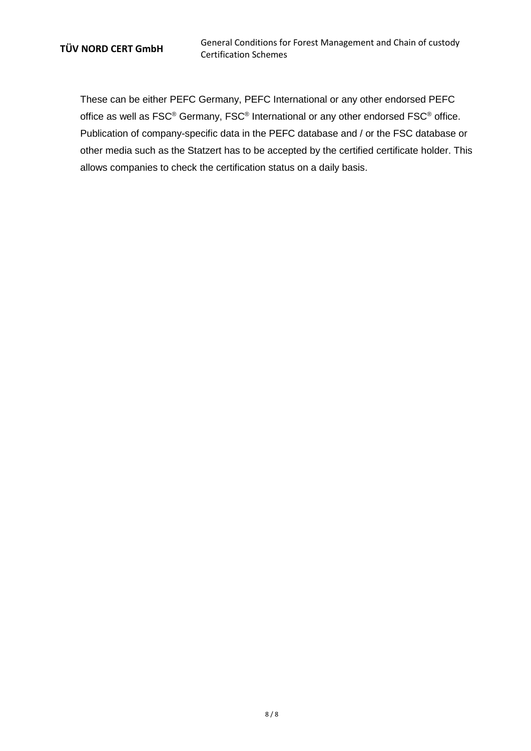These can be either PEFC Germany, PEFC International or any other endorsed PEFC office as well as FSC® Germany, FSC® International or any other endorsed FSC® office. Publication of company-specific data in the PEFC database and / or the FSC database or other media such as the Statzert has to be accepted by the certified certificate holder. This allows companies to check the certification status on a daily basis.